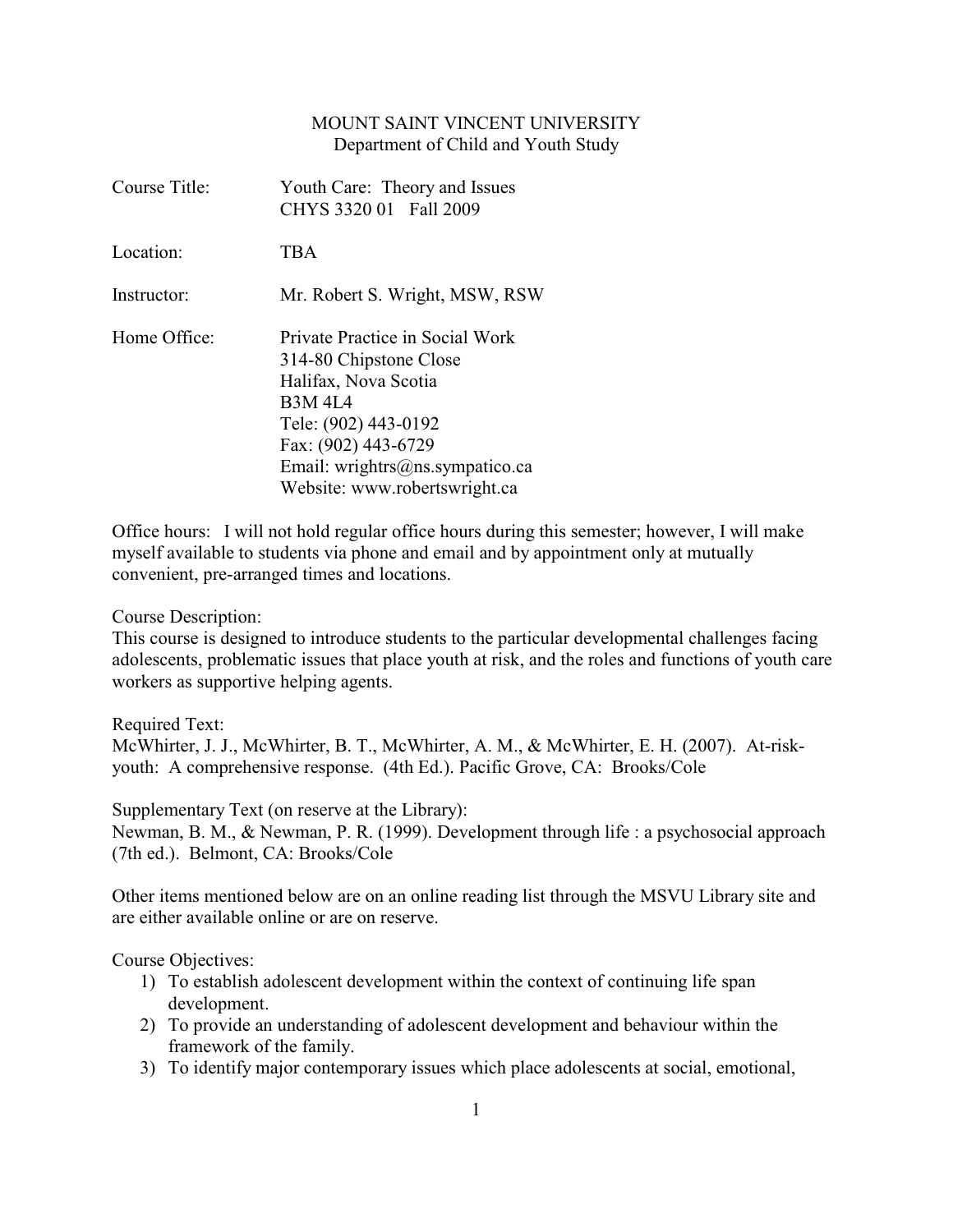# MOUNT SAINT VINCENT UNIVERSITY
## Department of Child and Youth Study

| | |
|---|---|
| Course Title: | Youth Care: Theory and Issues<br>CHYS 3320 01 Fall 2009 |
| Location: | TBA |
| Instructor: | Mr. Robert S. Wright, MSW, RSW |
| Home Office: | Private Practice in Social Work<br>314-80 Chipstone Close<br>Halifax, Nova Scotia<br>B3M 4L4<br>Tele: (902) 443-0192<br>Fax: (902) 443-6729<br>Email: wrightrs@ns.sympatico.ca<br>Website: www.robertswright.ca |

Office hours: I will not hold regular office hours during this semester; however, I will make myself available to students via phone and email and by appointment only at mutually convenient, pre-arranged times and locations.

Course Description:
This course is designed to introduce students to the particular developmental challenges facing adolescents, problematic issues that place youth at risk, and the roles and functions of youth care workers as supportive helping agents.

Required Text:
McWhirter, J. J., McWhirter, B. T., McWhirter, A. M., & McWhirter, E. H. (2007). At-risk-youth: A comprehensive response. (4th Ed.). Pacific Grove, CA: Brooks/Cole

Supplementary Text (on reserve at the Library):
Newman, B. M., & Newman, P. R. (1999). Development through life : a psychosocial approach (7th ed.). Belmont, CA: Brooks/Cole

Other items mentioned below are on an online reading list through the MSVU Library site and are either available online or are on reserve.

Course Objectives:

1) To establish adolescent development within the context of continuing life span development.
2) To provide an understanding of adolescent development and behaviour within the framework of the family.
3) To identify major contemporary issues which place adolescents at social, emotional,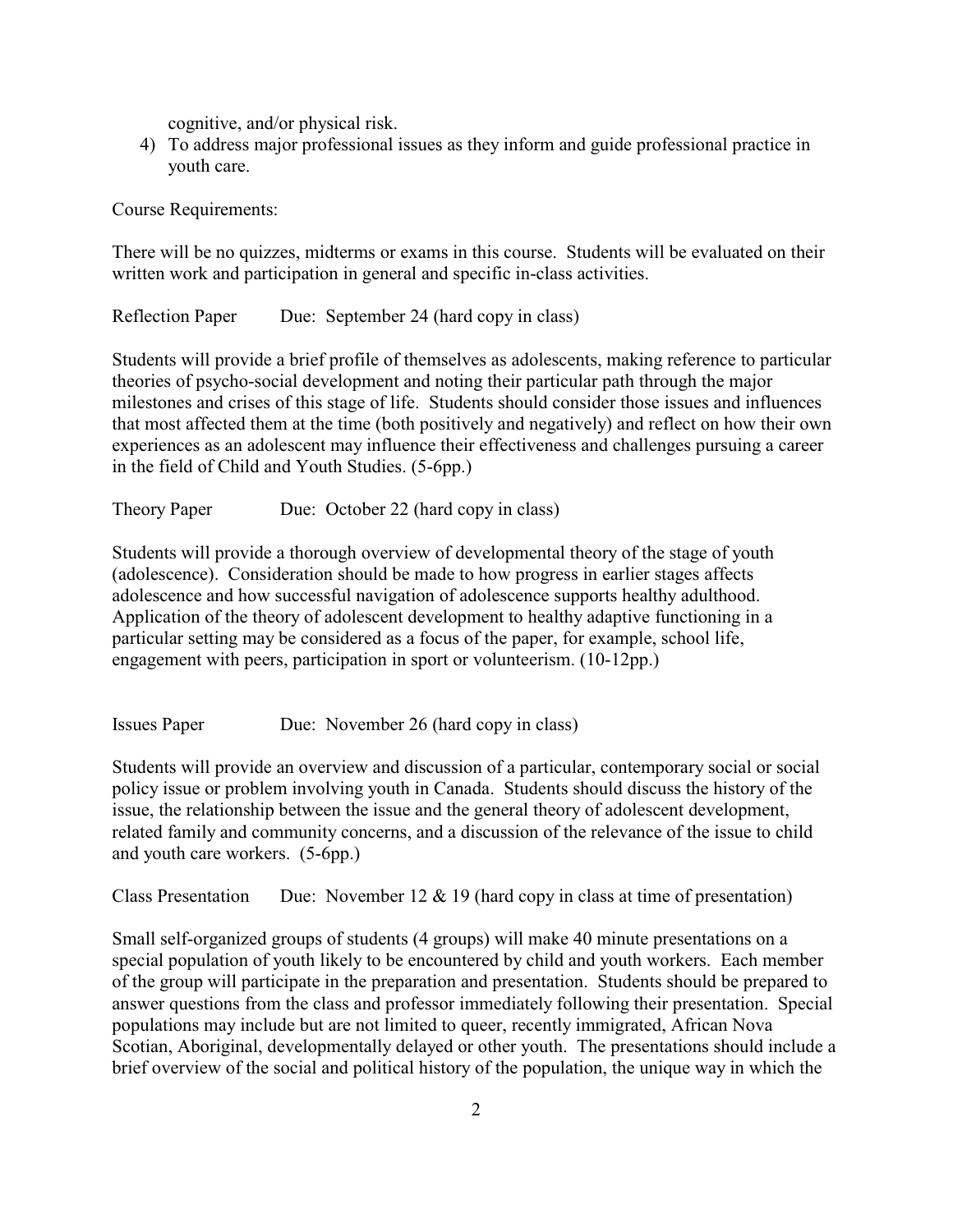cognitive, and/or physical risk.

4) To address major professional issues as they inform and guide professional practice in youth care.

Course Requirements:

There will be no quizzes, midterms or exams in this course. Students will be evaluated on their written work and participation in general and specific in-class activities.

Reflection Paper Due: September 24 (hard copy in class)

Students will provide a brief profile of themselves as adolescents, making reference to particular theories of psycho-social development and noting their particular path through the major milestones and crises of this stage of life. Students should consider those issues and influences that most affected them at the time (both positively and negatively) and reflect on how their own experiences as an adolescent may influence their effectiveness and challenges pursuing a career in the field of Child and Youth Studies. (5-6pp.)

Theory Paper Due: October 22 (hard copy in class)

Students will provide a thorough overview of developmental theory of the stage of youth (adolescence). Consideration should be made to how progress in earlier stages affects adolescence and how successful navigation of adolescence supports healthy adulthood. Application of the theory of adolescent development to healthy adaptive functioning in a particular setting may be considered as a focus of the paper, for example, school life, engagement with peers, participation in sport or volunteerism. (10-12pp.)

Issues Paper Due: November 26 (hard copy in class)

Students will provide an overview and discussion of a particular, contemporary social or social policy issue or problem involving youth in Canada. Students should discuss the history of the issue, the relationship between the issue and the general theory of adolescent development, related family and community concerns, and a discussion of the relevance of the issue to child and youth care workers. (5-6pp.)

Class Presentation Due: November 12 & 19 (hard copy in class at time of presentation)

Small self-organized groups of students (4 groups) will make 40 minute presentations on a special population of youth likely to be encountered by child and youth workers. Each member of the group will participate in the preparation and presentation. Students should be prepared to answer questions from the class and professor immediately following their presentation. Special populations may include but are not limited to queer, recently immigrated, African Nova Scotian, Aboriginal, developmentally delayed or other youth. The presentations should include a brief overview of the social and political history of the population, the unique way in which the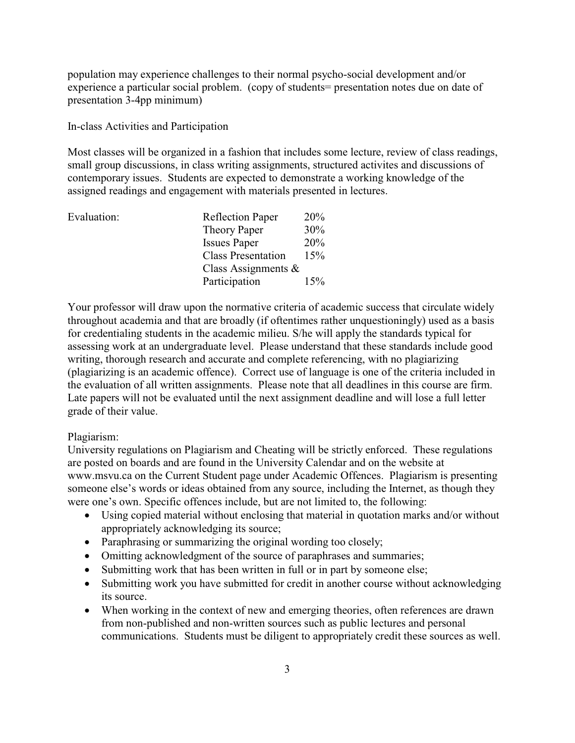population may experience challenges to their normal psycho-social development and/or experience a particular social problem. (copy of students= presentation notes due on date of presentation 3-4pp minimum)

In-class Activities and Participation

Most classes will be organized in a fashion that includes some lecture, review of class readings, small group discussions, in class writing assignments, structured activites and discussions of contemporary issues. Students are expected to demonstrate a working knowledge of the assigned readings and engagement with materials presented in lectures.

| | | |
|---|---|---|
| Evaluation: | Reflection Paper | 20% |
| | Theory Paper | 30% |
| | Issues Paper | 20% |
| | Class Presentation | 15% |
| | Class Assignments & Participation | 15% |

Your professor will draw upon the normative criteria of academic success that circulate widely throughout academia and that are broadly (if oftentimes rather unquestioningly) used as a basis for credentialing students in the academic milieu. S/he will apply the standards typical for assessing work at an undergraduate level. Please understand that these standards include good writing, thorough research and accurate and complete referencing, with no plagiarizing (plagiarizing is an academic offence). Correct use of language is one of the criteria included in the evaluation of all written assignments. Please note that all deadlines in this course are firm. Late papers will not be evaluated until the next assignment deadline and will lose a full letter grade of their value.

Plagiarism:

University regulations on Plagiarism and Cheating will be strictly enforced. These regulations are posted on boards and are found in the University Calendar and on the website at www.msvu.ca on the Current Student page under Academic Offences. Plagiarism is presenting someone else's words or ideas obtained from any source, including the Internet, as though they were one's own. Specific offences include, but are not limited to, the following:

- Using copied material without enclosing that material in quotation marks and/or without appropriately acknowledging its source;
- Paraphrasing or summarizing the original wording too closely;
- Omitting acknowledgment of the source of paraphrases and summaries;
- Submitting work that has been written in full or in part by someone else;
- Submitting work you have submitted for credit in another course without acknowledging its source.
- When working in the context of new and emerging theories, often references are drawn from non-published and non-written sources such as public lectures and personal communications. Students must be diligent to appropriately credit these sources as well.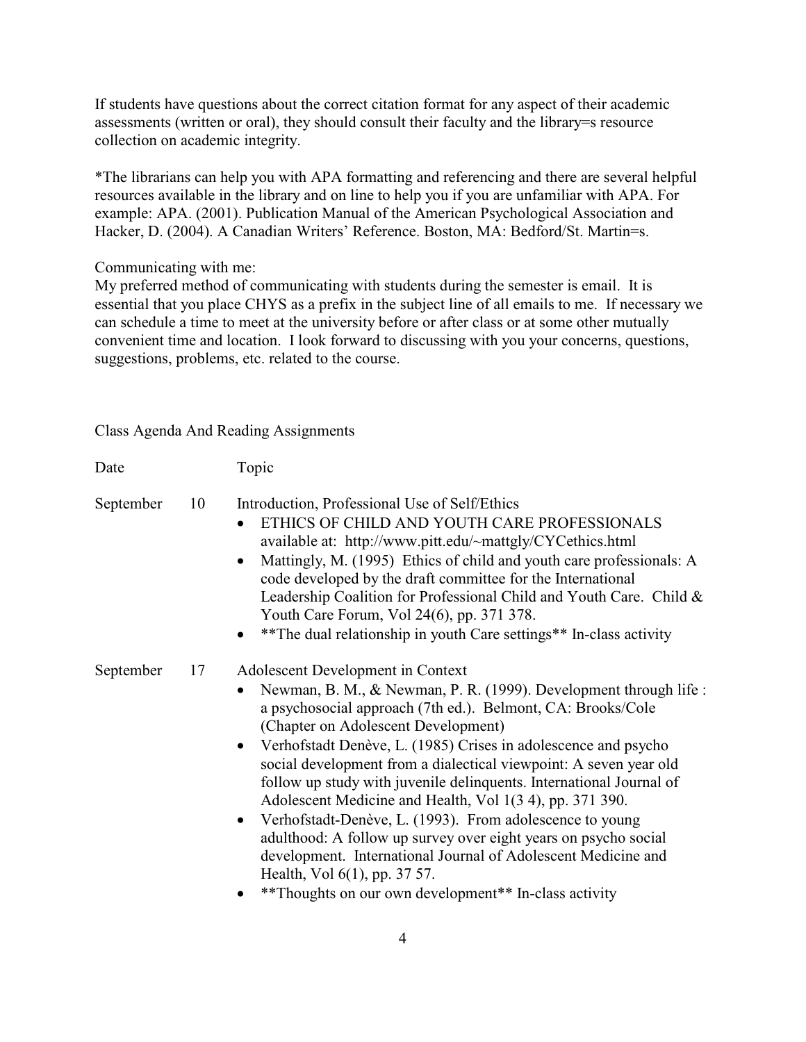If students have questions about the correct citation format for any aspect of their academic assessments (written or oral), they should consult their faculty and the library=s resource collection on academic integrity.

*The librarians can help you with APA formatting and referencing and there are several helpful resources available in the library and on line to help you if you are unfamiliar with APA. For example: APA. (2001). Publication Manual of the American Psychological Association and Hacker, D. (2004). A Canadian Writers' Reference. Boston, MA: Bedford/St. Martin=s.

Communicating with me:
My preferred method of communicating with students during the semester is email. It is essential that you place CHYS as a prefix in the subject line of all emails to me. If necessary we can schedule a time to meet at the university before or after class or at some other mutually convenient time and location. I look forward to discussing with you your concerns, questions, suggestions, problems, etc. related to the course.

Class Agenda And Reading Assignments

| Date | Topic |
|---|---|
| September 10 | Introduction, Professional Use of Self/Ethics<br>• ETHICS OF CHILD AND YOUTH CARE PROFESSIONALS available at: http://www.pitt.edu/~mattgly/CYCethics.html<br>• Mattingly, M. (1995) Ethics of child and youth care professionals: A code developed by the draft committee for the International Leadership Coalition for Professional Child and Youth Care. Child & Youth Care Forum, Vol 24(6), pp. 371 378.<br>• **The dual relationship in youth Care settings** In-class activity |
| September 17 | Adolescent Development in Context<br>• Newman, B. M., & Newman, P. R. (1999). Development through life : a psychosocial approach (7th ed.). Belmont, CA: Brooks/Cole (Chapter on Adolescent Development)<br>• Verhofstadt Denève, L. (1985) Crises in adolescence and psycho social development from a dialectical viewpoint: A seven year old follow up study with juvenile delinquents. International Journal of Adolescent Medicine and Health, Vol 1(3 4), pp. 371 390.<br>• Verhofstadt-Denève, L. (1993). From adolescence to young adulthood: A follow up survey over eight years on psycho social development. International Journal of Adolescent Medicine and Health, Vol 6(1), pp. 37 57.<br>• **Thoughts on our own development** In-class activity |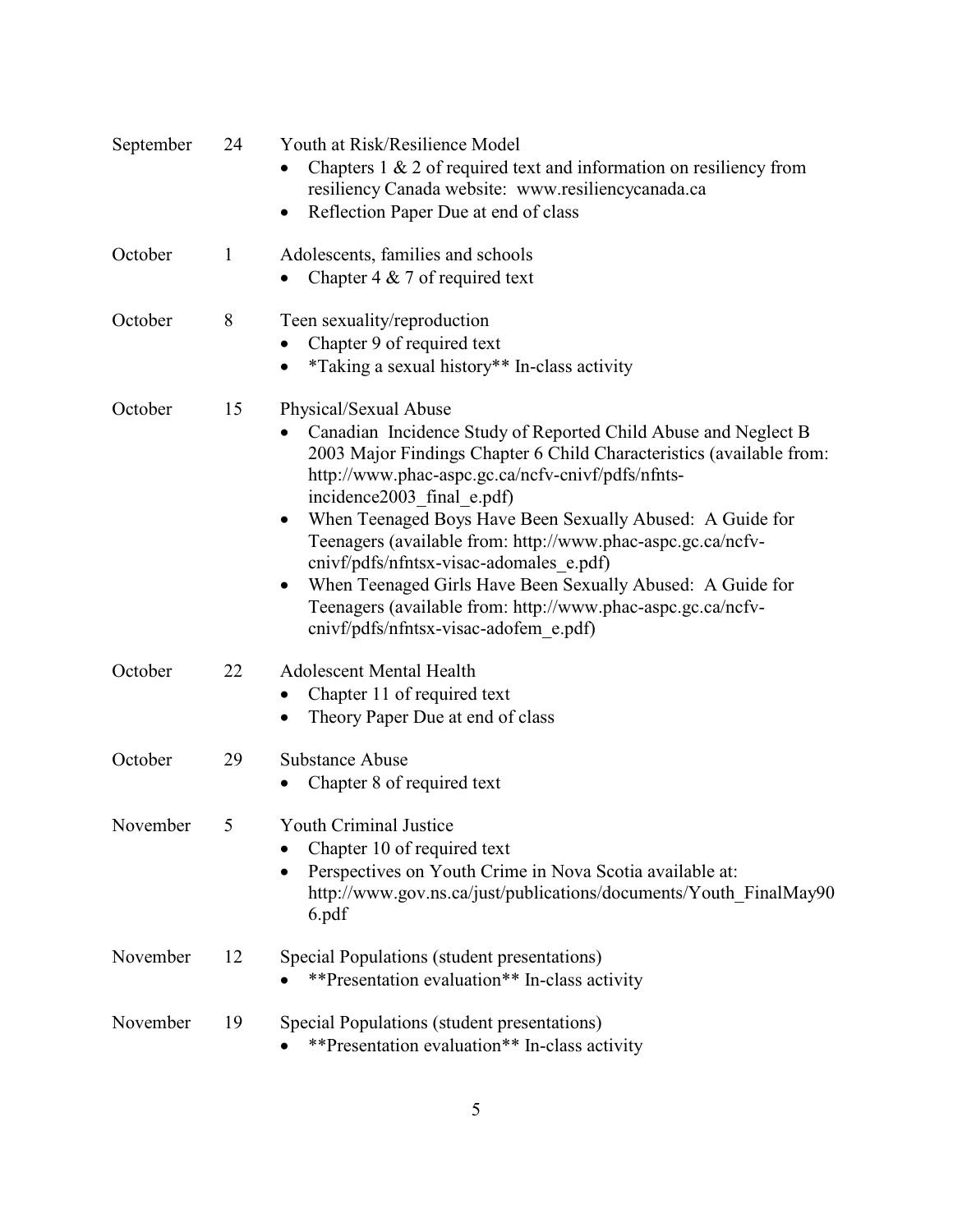| | | |
|---|---|---|
| September | 24 | Youth at Risk/Resilience Model<br>• Chapters 1 & 2 of required text and information on resiliency from resiliency Canada website: www.resiliencycanada.ca<br>• Reflection Paper Due at end of class |
| October | 1 | Adolescents, families and schools<br>• Chapter 4 & 7 of required text |
| October | 8 | Teen sexuality/reproduction<br>• Chapter 9 of required text<br>• *Taking a sexual history** In-class activity |
| October | 15 | Physical/Sexual Abuse<br>• Canadian Incidence Study of Reported Child Abuse and Neglect B 2003 Major Findings Chapter 6 Child Characteristics (available from: http://www.phac-aspc.gc.ca/ncfv-cnivf/pdfs/nfnts-incidence2003_final_e.pdf)<br>• When Teenaged Boys Have Been Sexually Abused: A Guide for Teenagers (available from: http://www.phac-aspc.gc.ca/ncfv-cnivf/pdfs/nfntsx-visac-adomales_e.pdf)<br>• When Teenaged Girls Have Been Sexually Abused: A Guide for Teenagers (available from: http://www.phac-aspc.gc.ca/ncfv-cnivf/pdfs/nfntsx-visac-adofem_e.pdf) |
| October | 22 | Adolescent Mental Health<br>• Chapter 11 of required text<br>• Theory Paper Due at end of class |
| October | 29 | Substance Abuse<br>• Chapter 8 of required text |
| November | 5 | Youth Criminal Justice<br>• Chapter 10 of required text<br>• Perspectives on Youth Crime in Nova Scotia available at: http://www.gov.ns.ca/just/publications/documents/Youth_FinalMay906.pdf |
| November | 12 | Special Populations (student presentations)<br>• **Presentation evaluation** In-class activity |
| November | 19 | Special Populations (student presentations)<br>• **Presentation evaluation** In-class activity |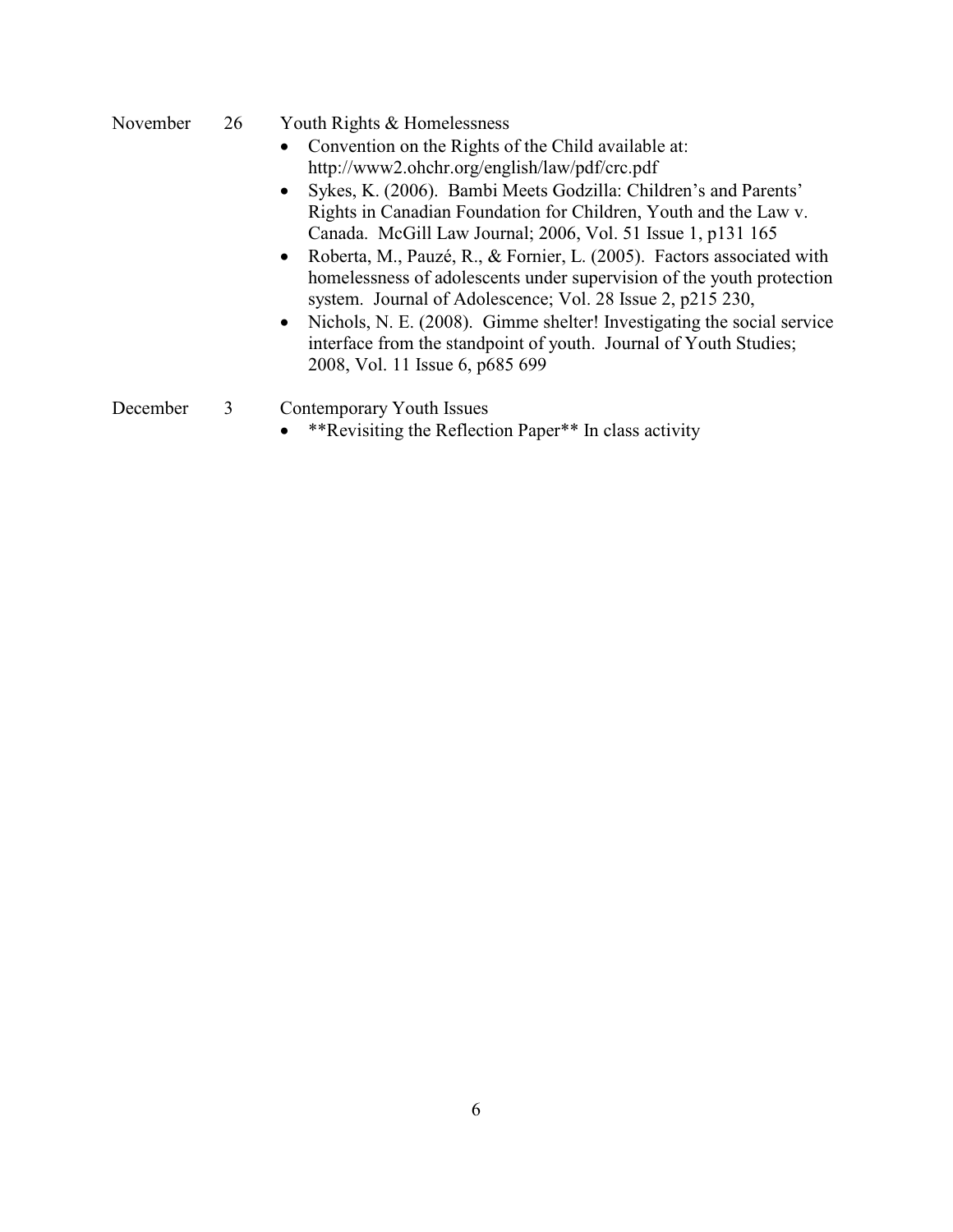November 26 Youth Rights & Homelessness

- Convention on the Rights of the Child available at: http://www2.ohchr.org/english/law/pdf/crc.pdf
- Sykes, K. (2006). Bambi Meets Godzilla: Children's and Parents' Rights in Canadian Foundation for Children, Youth and the Law v. Canada. McGill Law Journal; 2006, Vol. 51 Issue 1, p131 165
- Roberta, M., Pauzé, R., & Fornier, L. (2005). Factors associated with homelessness of adolescents under supervision of the youth protection system. Journal of Adolescence; Vol. 28 Issue 2, p215 230,
- Nichols, N. E. (2008). Gimme shelter! Investigating the social service interface from the standpoint of youth. Journal of Youth Studies; 2008, Vol. 11 Issue 6, p685 699

December 3 Contemporary Youth Issues

- **Revisiting the Reflection Paper** In class activity